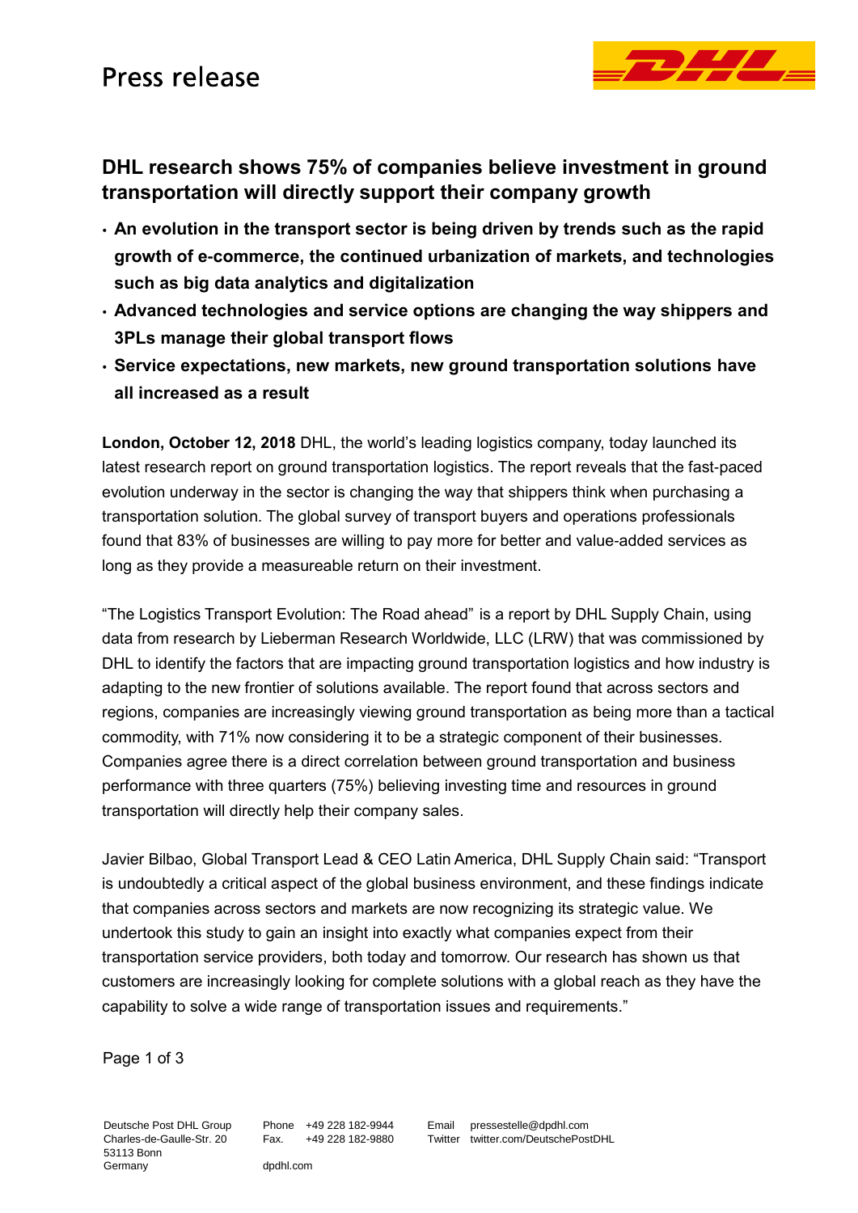Press release

## DHL research shows 75% of companies believe investment in ground transportation will directly support their company growth

- **An evolution in the transport sector is being driven by trends such as the rapid growth of e-commerce, the continued urbanization of markets, and technologies such as big data analytics and digitalization**
- **Advanced technologies and service options are changing the way shippers and 3PLs manage their global transport flows**
- **Service expectations, new markets, new ground transportation solutions have all increased as a result**

**London, October 12, 2018** DHL, the world's leading logistics company, today launched its latest research report on ground transportation logistics. The report reveals that the fast-paced evolution underway in the sector is changing the way that shippers think when purchasing a transportation solution. The global survey of transport buyers and operations professionals found that 83% of businesses are willing to pay more for better and value-added services as long as they provide a measureable return on their investment.

"The Logistics Transport Evolution: The Road ahead" is a report by DHL Supply Chain, using data from research by Lieberman Research Worldwide, LLC (LRW) that was commissioned by DHL to identify the factors that are impacting ground transportation logistics and how industry is adapting to the new frontier of solutions available. The report found that across sectors and regions, companies are increasingly viewing ground transportation as being more than a tactical commodity, with 71% now considering it to be a strategic component of their businesses. Companies agree there is a direct correlation between ground transportation and business performance with three quarters (75%) believing investing time and resources in ground transportation will directly help their company sales.

Javier Bilbao, Global Transport Lead & CEO Latin America, DHL Supply Chain said: "Transport is undoubtedly a critical aspect of the global business environment, and these findings indicate that companies across sectors and markets are now recognizing its strategic value. We undertook this study to gain an insight into exactly what companies expect from their transportation service providers, both today and tomorrow. Our research has shown us that customers are increasingly looking for complete solutions with a global reach as they have the capability to solve a wide range of transportation issues and requirements."

Deutsche Post DHL Group
Charles-de-Gaulle-Str. 20
53113 Bonn
Germany

Phone +49 228 182-9944
Fax. +49 228 182-9880

dpdhl.com

Email pressestelle@dpdhl.com
Twitter twitter.com/DeutschePostDHL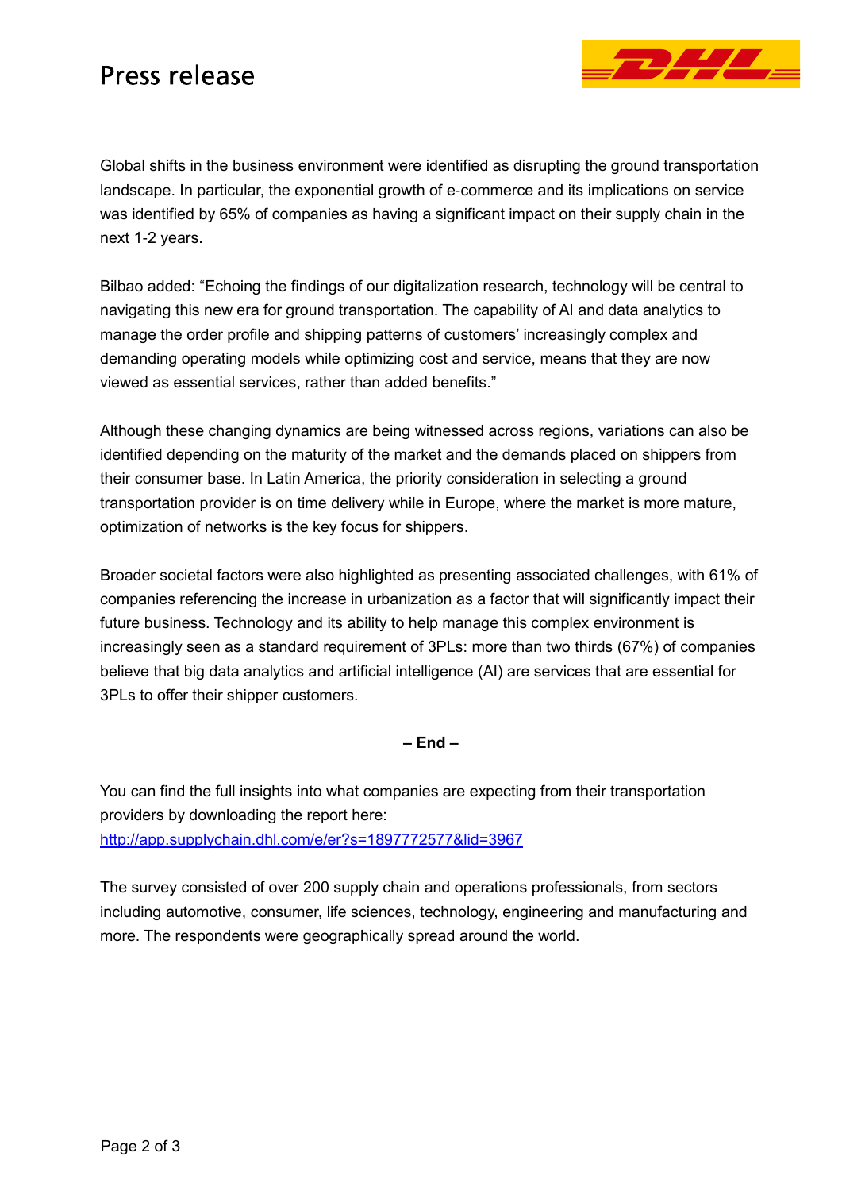Global shifts in the business environment were identified as disrupting the ground transportation landscape. In particular, the exponential growth of e-commerce and its implications on service was identified by 65% of companies as having a significant impact on their supply chain in the next 1-2 years.

Bilbao added: "Echoing the findings of our digitalization research, technology will be central to navigating this new era for ground transportation. The capability of AI and data analytics to manage the order profile and shipping patterns of customers' increasingly complex and demanding operating models while optimizing cost and service, means that they are now viewed as essential services, rather than added benefits."

Although these changing dynamics are being witnessed across regions, variations can also be identified depending on the maturity of the market and the demands placed on shippers from their consumer base. In Latin America, the priority consideration in selecting a ground transportation provider is on time delivery while in Europe, where the market is more mature, optimization of networks is the key focus for shippers.

Broader societal factors were also highlighted as presenting associated challenges, with 61% of companies referencing the increase in urbanization as a factor that will significantly impact their future business. Technology and its ability to help manage this complex environment is increasingly seen as a standard requirement of 3PLs: more than two thirds (67%) of companies believe that big data analytics and artificial intelligence (AI) are services that are essential for 3PLs to offer their shipper customers.

**– End –**

You can find the full insights into what companies are expecting from their transportation providers by downloading the report here:
[http://app.supplychain.dhl.com/e/er?s=1897772577&lid=3967](http://app.supplychain.dhl.com/e/er?s=1897772577&lid=3967)

The survey consisted of over 200 supply chain and operations professionals, from sectors including automotive, consumer, life sciences, technology, engineering and manufacturing and more. The respondents were geographically spread around the world.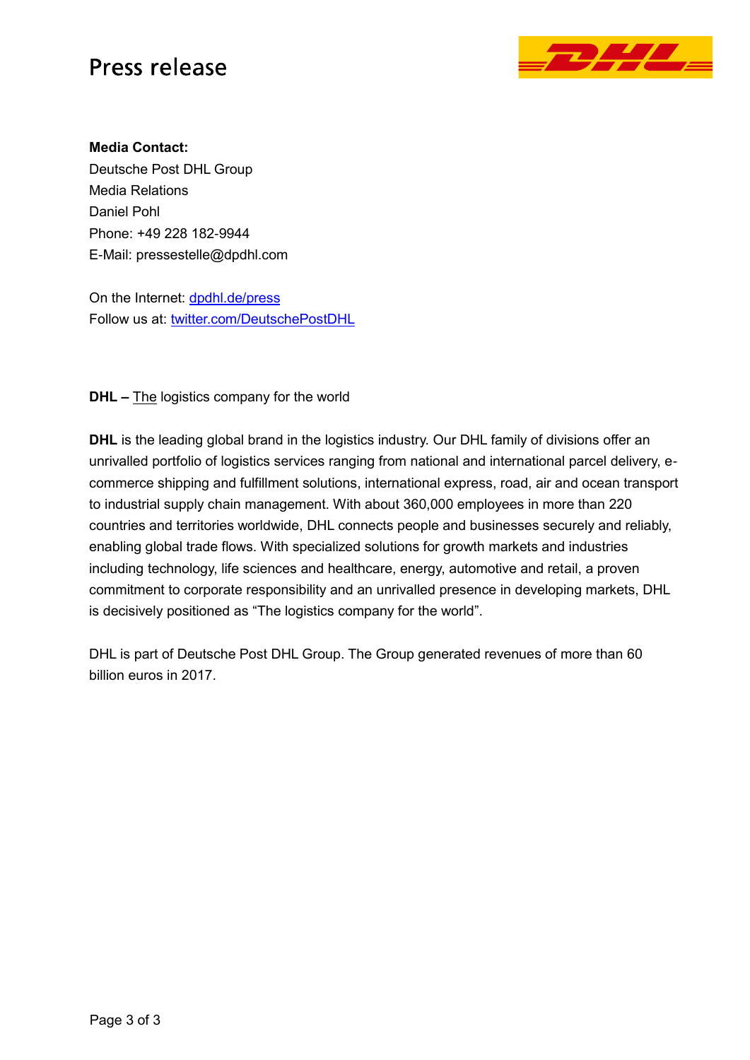**Media Contact:**
Deutsche Post DHL Group
Media Relations
Daniel Pohl
Phone: +49 228 182-9944
E-Mail: pressestelle@dpdhl.com

On the Internet: [dpdhl.de/press](dpdhl.de/press)
Follow us at: [twitter.com/DeutschePostDHL](twitter.com/DeutschePostDHL)

**DHL –** The logistics company for the world

**DHL** is the leading global brand in the logistics industry. Our DHL family of divisions offer an unrivalled portfolio of logistics services ranging from national and international parcel delivery, e-commerce shipping and fulfillment solutions, international express, road, air and ocean transport to industrial supply chain management. With about 360,000 employees in more than 220 countries and territories worldwide, DHL connects people and businesses securely and reliably, enabling global trade flows. With specialized solutions for growth markets and industries including technology, life sciences and healthcare, energy, automotive and retail, a proven commitment to corporate responsibility and an unrivalled presence in developing markets, DHL is decisively positioned as “The logistics company for the world”.

DHL is part of Deutsche Post DHL Group. The Group generated revenues of more than 60 billion euros in 2017.